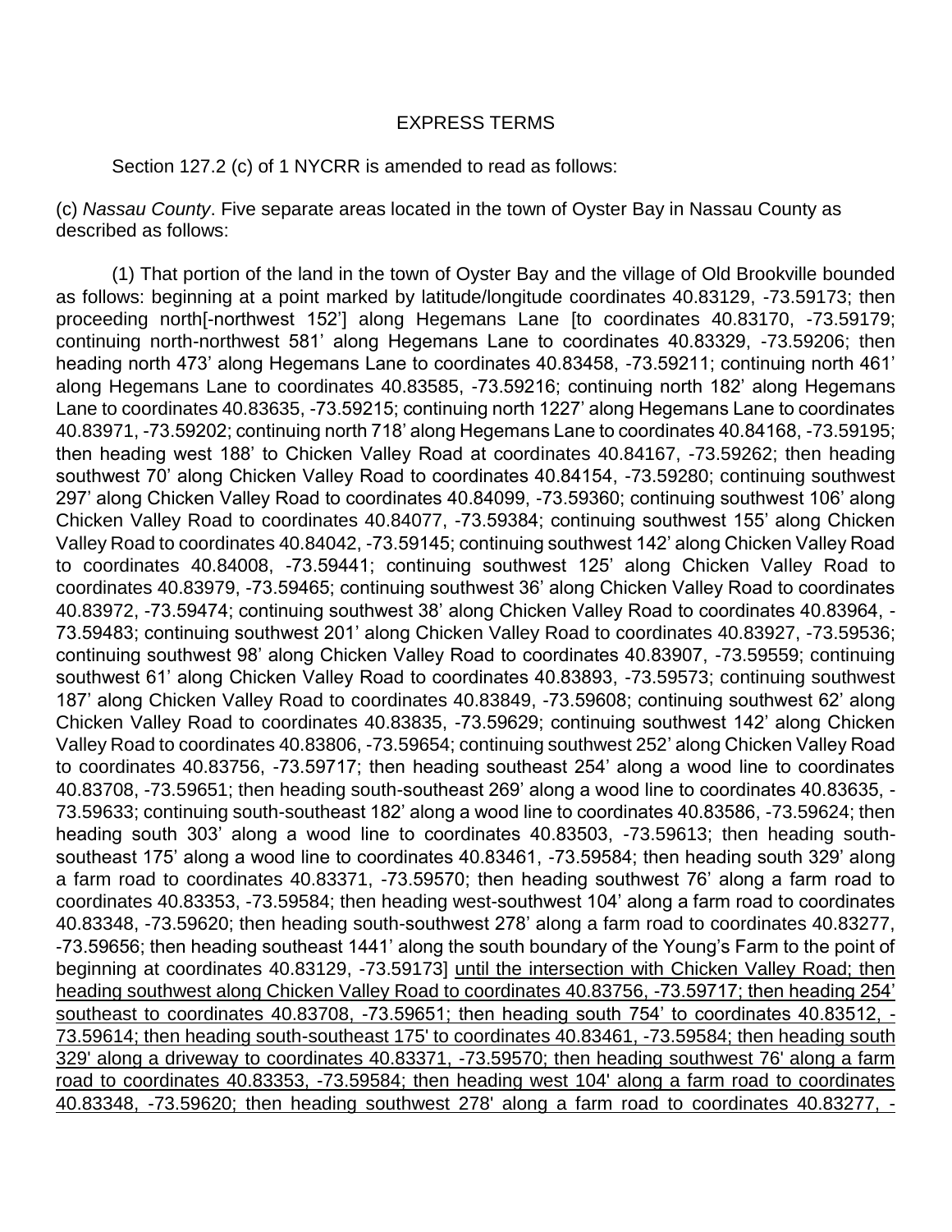EXPRESS TERMS

Section 127.2 (c) of 1 NYCRR is amended to read as follows:

(c) *Nassau County*. Five separate areas located in the town of Oyster Bay in Nassau County as described as follows:

(1) That portion of the land in the town of Oyster Bay and the village of Old Brookville bounded as follows: beginning at a point marked by latitude/longitude coordinates 40.83129, -73.59173; then proceeding north[-northwest 152'] along Hegemans Lane [to coordinates 40.83170, -73.59179; continuing north-northwest 581' along Hegemans Lane to coordinates 40.83329, -73.59206; then heading north 473' along Hegemans Lane to coordinates 40.83458, -73.59211; continuing north 461' along Hegemans Lane to coordinates 40.83585, -73.59216; continuing north 182' along Hegemans Lane to coordinates 40.83635, -73.59215; continuing north 1227' along Hegemans Lane to coordinates 40.83971, -73.59202; continuing north 718' along Hegemans Lane to coordinates 40.84168, -73.59195; then heading west 188' to Chicken Valley Road at coordinates 40.84167, -73.59262; then heading southwest 70' along Chicken Valley Road to coordinates 40.84154, -73.59280; continuing southwest 297' along Chicken Valley Road to coordinates 40.84099, -73.59360; continuing southwest 106' along Chicken Valley Road to coordinates 40.84077, -73.59384; continuing southwest 155' along Chicken Valley Road to coordinates 40.84042, -73.59145; continuing southwest 142' along Chicken Valley Road to coordinates 40.84008, -73.59441; continuing southwest 125' along Chicken Valley Road to coordinates 40.83979, -73.59465; continuing southwest 36' along Chicken Valley Road to coordinates 40.83972, -73.59474; continuing southwest 38' along Chicken Valley Road to coordinates 40.83964, -73.59483; continuing southwest 201' along Chicken Valley Road to coordinates 40.83927, -73.59536; continuing southwest 98' along Chicken Valley Road to coordinates 40.83907, -73.59559; continuing southwest 61' along Chicken Valley Road to coordinates 40.83893, -73.59573; continuing southwest 187' along Chicken Valley Road to coordinates 40.83849, -73.59608; continuing southwest 62' along Chicken Valley Road to coordinates 40.83835, -73.59629; continuing southwest 142' along Chicken Valley Road to coordinates 40.83806, -73.59654; continuing southwest 252' along Chicken Valley Road to coordinates 40.83756, -73.59717; then heading southeast 254' along a wood line to coordinates 40.83708, -73.59651; then heading south-southeast 269' along a wood line to coordinates 40.83635, -73.59633; continuing south-southeast 182' along a wood line to coordinates 40.83586, -73.59624; then heading south 303' along a wood line to coordinates 40.83503, -73.59613; then heading south-southeast 175' along a wood line to coordinates 40.83461, -73.59584; then heading south 329' along a farm road to coordinates 40.83371, -73.59570; then heading southwest 76' along a farm road to coordinates 40.83353, -73.59584; then heading west-southwest 104' along a farm road to coordinates 40.83348, -73.59620; then heading south-southwest 278' along a farm road to coordinates 40.83277, -73.59656; then heading southeast 1441' along the south boundary of the Young's Farm to the point of beginning at coordinates 40.83129, -73.59173] <u>until the intersection with Chicken Valley Road; then heading southwest along Chicken Valley Road to coordinates 40.83756, -73.59717; then heading 254' southeast to coordinates 40.83708, -73.59651; then heading south 754' to coordinates 40.83512, -73.59614; then heading south-southeast 175' to coordinates 40.83461, -73.59584; then heading south 329' along a driveway to coordinates 40.83371, -73.59570; then heading southwest 76' along a farm road to coordinates 40.83353, -73.59584; then heading west 104' along a farm road to coordinates 40.83348, -73.59620; then heading southwest 278' along a farm road to coordinates 40.83277, -</u>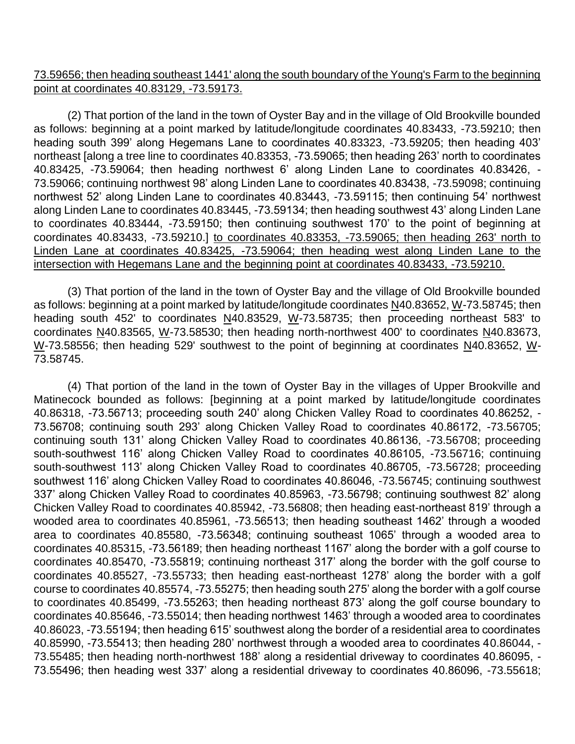73.59656; then heading southeast 1441' along the south boundary of the Young's Farm to the beginning point at coordinates 40.83129, -73.59173.

(2) That portion of the land in the town of Oyster Bay and in the village of Old Brookville bounded as follows: beginning at a point marked by latitude/longitude coordinates 40.83433, -73.59210; then heading south 399' along Hegemans Lane to coordinates 40.83323, -73.59205; then heading 403' northeast [along a tree line to coordinates 40.83353, -73.59065; then heading 263' north to coordinates 40.83425, -73.59064; then heading northwest 6' along Linden Lane to coordinates 40.83426, -73.59066; continuing northwest 98' along Linden Lane to coordinates 40.83438, -73.59098; continuing northwest 52' along Linden Lane to coordinates 40.83443, -73.59115; then continuing 54' northwest along Linden Lane to coordinates 40.83445, -73.59134; then heading southwest 43' along Linden Lane to coordinates 40.83444, -73.59150; then continuing southwest 170' to the point of beginning at coordinates 40.83433, -73.59210.] to coordinates 40.83353, -73.59065; then heading 263' north to Linden Lane at coordinates 40.83425, -73.59064; then heading west along Linden Lane to the intersection with Hegemans Lane and the beginning point at coordinates 40.83433, -73.59210.

(3) That portion of the land in the town of Oyster Bay and the village of Old Brookville bounded as follows: beginning at a point marked by latitude/longitude coordinates N40.83652, W-73.58745; then heading south 452' to coordinates N40.83529, W-73.58735; then proceeding northeast 583' to coordinates N40.83565, W-73.58530; then heading north-northwest 400' to coordinates N40.83673, W-73.58556; then heading 529' southwest to the point of beginning at coordinates N40.83652, W-73.58745.

(4) That portion of the land in the town of Oyster Bay in the villages of Upper Brookville and Matinecock bounded as follows: [beginning at a point marked by latitude/longitude coordinates 40.86318, -73.56713; proceeding south 240' along Chicken Valley Road to coordinates 40.86252, -73.56708; continuing south 293' along Chicken Valley Road to coordinates 40.86172, -73.56705; continuing south 131' along Chicken Valley Road to coordinates 40.86136, -73.56708; proceeding south-southwest 116' along Chicken Valley Road to coordinates 40.86105, -73.56716; continuing south-southwest 113' along Chicken Valley Road to coordinates 40.86705, -73.56728; proceeding southwest 116' along Chicken Valley Road to coordinates 40.86046, -73.56745; continuing southwest 337' along Chicken Valley Road to coordinates 40.85963, -73.56798; continuing southwest 82' along Chicken Valley Road to coordinates 40.85942, -73.56808; then heading east-northeast 819' through a wooded area to coordinates 40.85961, -73.56513; then heading southeast 1462' through a wooded area to coordinates 40.85580, -73.56348; continuing southeast 1065' through a wooded area to coordinates 40.85315, -73.56189; then heading northeast 1167' along the border with a golf course to coordinates 40.85470, -73.55819; continuing northeast 317' along the border with the golf course to coordinates 40.85527, -73.55733; then heading east-northeast 1278' along the border with a golf course to coordinates 40.85574, -73.55275; then heading south 275' along the border with a golf course to coordinates 40.85499, -73.55263; then heading northeast 873' along the golf course boundary to coordinates 40.85646, -73.55014; then heading northwest 1463' through a wooded area to coordinates 40.86023, -73.55194; then heading 615' southwest along the border of a residential area to coordinates 40.85990, -73.55413; then heading 280' northwest through a wooded area to coordinates 40.86044, -73.55485; then heading north-northwest 188' along a residential driveway to coordinates 40.86095, -73.55496; then heading west 337' along a residential driveway to coordinates 40.86096, -73.55618;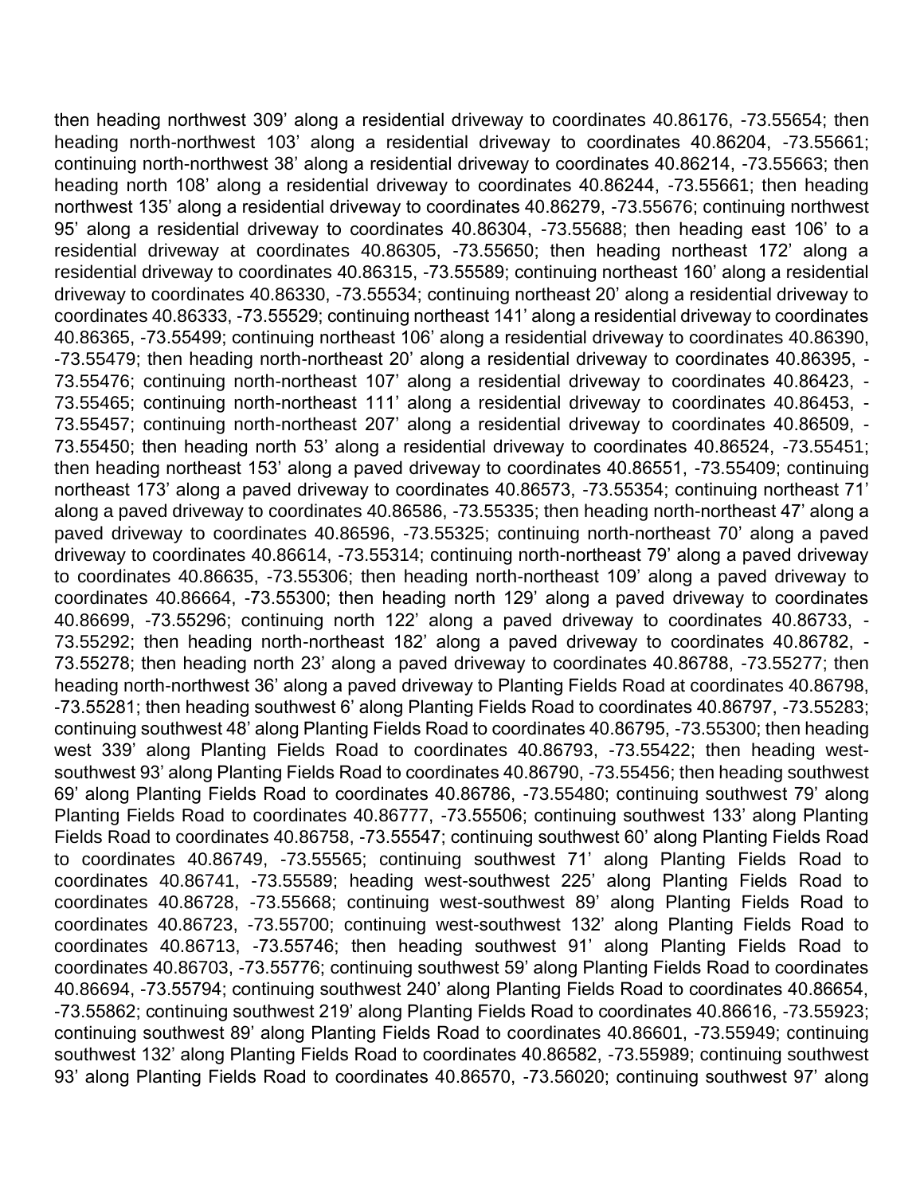then heading northwest 309’ along a residential driveway to coordinates 40.86176, -73.55654; then heading north-northwest 103’ along a residential driveway to coordinates 40.86204, -73.55661; continuing north-northwest 38’ along a residential driveway to coordinates 40.86214, -73.55663; then heading north 108’ along a residential driveway to coordinates 40.86244, -73.55661; then heading northwest 135’ along a residential driveway to coordinates 40.86279, -73.55676; continuing northwest 95’ along a residential driveway to coordinates 40.86304, -73.55688; then heading east 106’ to a residential driveway at coordinates 40.86305, -73.55650; then heading northeast 172’ along a residential driveway to coordinates 40.86315, -73.55589; continuing northeast 160’ along a residential driveway to coordinates 40.86330, -73.55534; continuing northeast 20’ along a residential driveway to coordinates 40.86333, -73.55529; continuing northeast 141’ along a residential driveway to coordinates 40.86365, -73.55499; continuing northeast 106’ along a residential driveway to coordinates 40.86390, -73.55479; then heading north-northeast 20’ along a residential driveway to coordinates 40.86395, -73.55476; continuing north-northeast 107’ along a residential driveway to coordinates 40.86423, -73.55465; continuing north-northeast 111’ along a residential driveway to coordinates 40.86453, -73.55457; continuing north-northeast 207’ along a residential driveway to coordinates 40.86509, -73.55450; then heading north 53’ along a residential driveway to coordinates 40.86524, -73.55451; then heading northeast 153’ along a paved driveway to coordinates 40.86551, -73.55409; continuing northeast 173’ along a paved driveway to coordinates 40.86573, -73.55354; continuing northeast 71’ along a paved driveway to coordinates 40.86586, -73.55335; then heading north-northeast 47’ along a paved driveway to coordinates 40.86596, -73.55325; continuing north-northeast 70’ along a paved driveway to coordinates 40.86614, -73.55314; continuing north-northeast 79’ along a paved driveway to coordinates 40.86635, -73.55306; then heading north-northeast 109’ along a paved driveway to coordinates 40.86664, -73.55300; then heading north 129’ along a paved driveway to coordinates 40.86699, -73.55296; continuing north 122’ along a paved driveway to coordinates 40.86733, -73.55292; then heading north-northeast 182’ along a paved driveway to coordinates 40.86782, -73.55278; then heading north 23’ along a paved driveway to coordinates 40.86788, -73.55277; then heading north-northwest 36’ along a paved driveway to Planting Fields Road at coordinates 40.86798, -73.55281; then heading southwest 6’ along Planting Fields Road to coordinates 40.86797, -73.55283; continuing southwest 48’ along Planting Fields Road to coordinates 40.86795, -73.55300; then heading west 339’ along Planting Fields Road to coordinates 40.86793, -73.55422; then heading west-southwest 93’ along Planting Fields Road to coordinates 40.86790, -73.55456; then heading southwest 69’ along Planting Fields Road to coordinates 40.86786, -73.55480; continuing southwest 79’ along Planting Fields Road to coordinates 40.86777, -73.55506; continuing southwest 133’ along Planting Fields Road to coordinates 40.86758, -73.55547; continuing southwest 60’ along Planting Fields Road to coordinates 40.86749, -73.55565; continuing southwest 71’ along Planting Fields Road to coordinates 40.86741, -73.55589; heading west-southwest 225’ along Planting Fields Road to coordinates 40.86728, -73.55668; continuing west-southwest 89’ along Planting Fields Road to coordinates 40.86723, -73.55700; continuing west-southwest 132’ along Planting Fields Road to coordinates 40.86713, -73.55746; then heading southwest 91’ along Planting Fields Road to coordinates 40.86703, -73.55776; continuing southwest 59’ along Planting Fields Road to coordinates 40.86694, -73.55794; continuing southwest 240’ along Planting Fields Road to coordinates 40.86654, -73.55862; continuing southwest 219’ along Planting Fields Road to coordinates 40.86616, -73.55923; continuing southwest 89’ along Planting Fields Road to coordinates 40.86601, -73.55949; continuing southwest 132’ along Planting Fields Road to coordinates 40.86582, -73.55989; continuing southwest 93’ along Planting Fields Road to coordinates 40.86570, -73.56020; continuing southwest 97’ along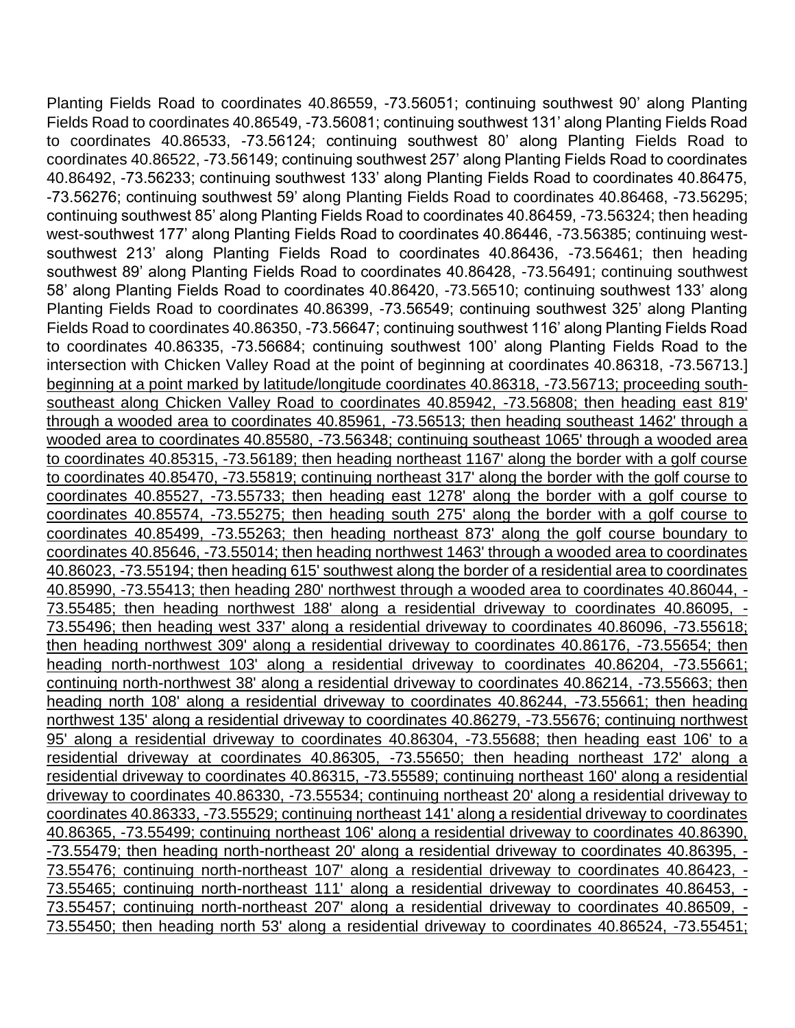Planting Fields Road to coordinates 40.86559, -73.56051; continuing southwest 90’ along Planting Fields Road to coordinates 40.86549, -73.56081; continuing southwest 131’ along Planting Fields Road to coordinates 40.86533, -73.56124; continuing southwest 80’ along Planting Fields Road to coordinates 40.86522, -73.56149; continuing southwest 257’ along Planting Fields Road to coordinates 40.86492, -73.56233; continuing southwest 133’ along Planting Fields Road to coordinates 40.86475, -73.56276; continuing southwest 59’ along Planting Fields Road to coordinates 40.86468, -73.56295; continuing southwest 85’ along Planting Fields Road to coordinates 40.86459, -73.56324; then heading west-southwest 177’ along Planting Fields Road to coordinates 40.86446, -73.56385; continuing west-southwest 213’ along Planting Fields Road to coordinates 40.86436, -73.56461; then heading southwest 89’ along Planting Fields Road to coordinates 40.86428, -73.56491; continuing southwest 58’ along Planting Fields Road to coordinates 40.86420, -73.56510; continuing southwest 133’ along Planting Fields Road to coordinates 40.86399, -73.56549; continuing southwest 325’ along Planting Fields Road to coordinates 40.86350, -73.56647; continuing southwest 116’ along Planting Fields Road to coordinates 40.86335, -73.56684; continuing southwest 100’ along Planting Fields Road to the intersection with Chicken Valley Road at the point of beginning at coordinates 40.86318, -73.56713.] <u>beginning at a point marked by latitude/longitude coordinates 40.86318, -73.56713; proceeding south-southeast along Chicken Valley Road to coordinates 40.85942, -73.56808; then heading east 819' through a wooded area to coordinates 40.85961, -73.56513; then heading southeast 1462' through a wooded area to coordinates 40.85580, -73.56348; continuing southeast 1065' through a wooded area to coordinates 40.85315, -73.56189; then heading northeast 1167' along the border with a golf course to coordinates 40.85470, -73.55819; continuing northeast 317' along the border with the golf course to coordinates 40.85527, -73.55733; then heading east 1278' along the border with a golf course to coordinates 40.85574, -73.55275; then heading south 275' along the border with a golf course to coordinates 40.85499, -73.55263; then heading northeast 873' along the golf course boundary to coordinates 40.85646, -73.55014; then heading northwest 1463' through a wooded area to coordinates 40.86023, -73.55194; then heading 615' southwest along the border of a residential area to coordinates 40.85990, -73.55413; then heading 280' northwest through a wooded area to coordinates 40.86044, -73.55485; then heading northwest 188' along a residential driveway to coordinates 40.86095, -73.55496; then heading west 337' along a residential driveway to coordinates 40.86096, -73.55618; then heading northwest 309' along a residential driveway to coordinates 40.86176, -73.55654; then heading north-northwest 103' along a residential driveway to coordinates 40.86204, -73.55661; continuing north-northwest 38' along a residential driveway to coordinates 40.86214, -73.55663; then heading north 108' along a residential driveway to coordinates 40.86244, -73.55661; then heading northwest 135' along a residential driveway to coordinates 40.86279, -73.55676; continuing northwest 95' along a residential driveway to coordinates 40.86304, -73.55688; then heading east 106' to a residential driveway at coordinates 40.86305, -73.55650; then heading northeast 172' along a residential driveway to coordinates 40.86315, -73.55589; continuing northeast 160' along a residential driveway to coordinates 40.86330, -73.55534; continuing northeast 20' along a residential driveway to coordinates 40.86333, -73.55529; continuing northeast 141' along a residential driveway to coordinates 40.86365, -73.55499; continuing northeast 106' along a residential driveway to coordinates 40.86390, -73.55479; then heading north-northeast 20' along a residential driveway to coordinates 40.86395, -73.55476; continuing north-northeast 107' along a residential driveway to coordinates 40.86423, -73.55465; continuing north-northeast 111' along a residential driveway to coordinates 40.86453, -73.55457; continuing north-northeast 207' along a residential driveway to coordinates 40.86509, -73.55450; then heading north 53' along a residential driveway to coordinates 40.86524, -73.55451;</u>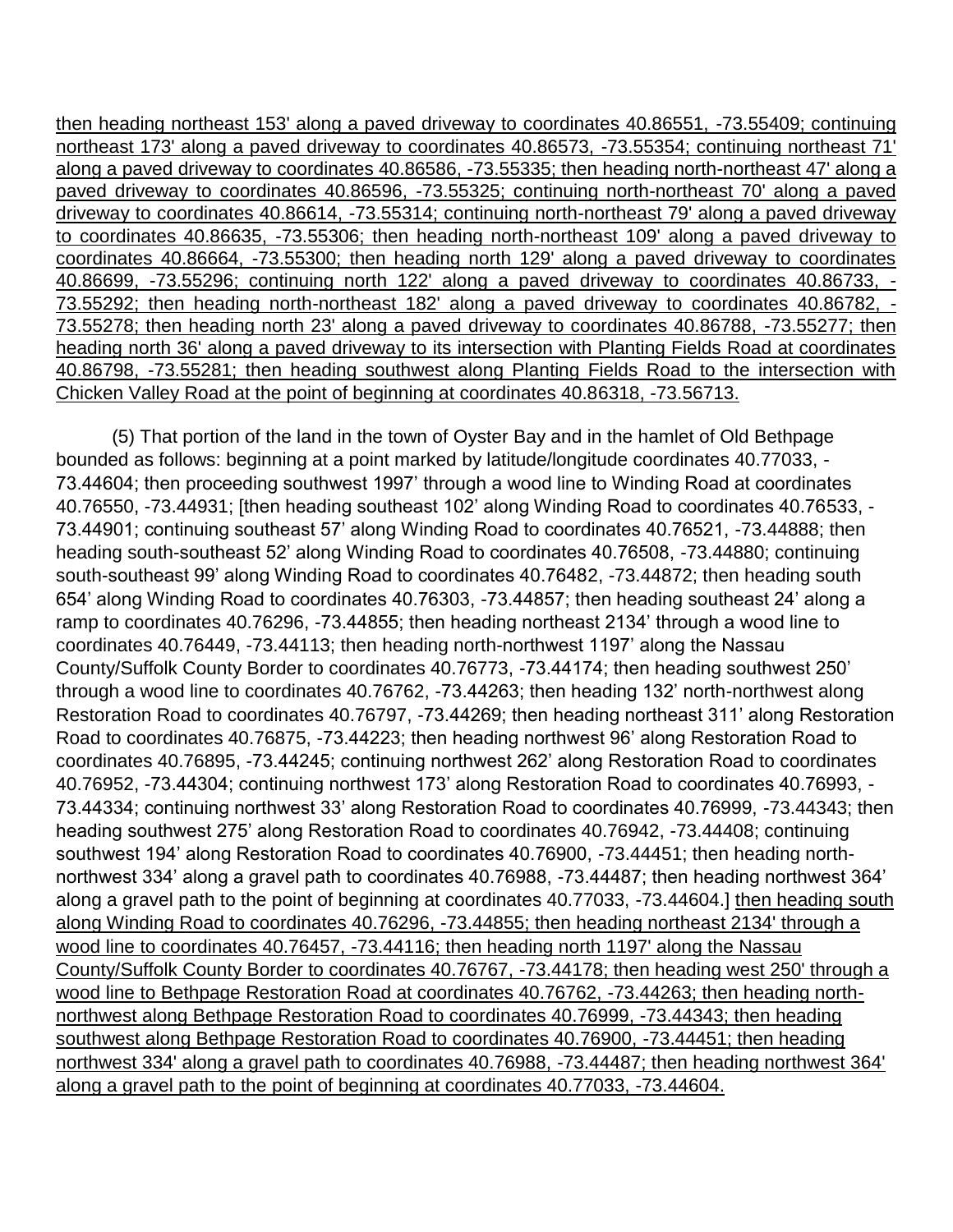then heading northeast 153' along a paved driveway to coordinates 40.86551, -73.55409; continuing northeast 173' along a paved driveway to coordinates 40.86573, -73.55354; continuing northeast 71' along a paved driveway to coordinates 40.86586, -73.55335; then heading north-northeast 47' along a paved driveway to coordinates 40.86596, -73.55325; continuing north-northeast 70' along a paved driveway to coordinates 40.86614, -73.55314; continuing north-northeast 79' along a paved driveway to coordinates 40.86635, -73.55306; then heading north-northeast 109' along a paved driveway to coordinates 40.86664, -73.55300; then heading north 129' along a paved driveway to coordinates 40.86699, -73.55296; continuing north 122' along a paved driveway to coordinates 40.86733, -73.55292; then heading north-northeast 182' along a paved driveway to coordinates 40.86782, -73.55278; then heading north 23' along a paved driveway to coordinates 40.86788, -73.55277; then heading north 36' along a paved driveway to its intersection with Planting Fields Road at coordinates 40.86798, -73.55281; then heading southwest along Planting Fields Road to the intersection with Chicken Valley Road at the point of beginning at coordinates 40.86318, -73.56713.

(5) That portion of the land in the town of Oyster Bay and in the hamlet of Old Bethpage bounded as follows: beginning at a point marked by latitude/longitude coordinates 40.77033, -73.44604; then proceeding southwest 1997' through a wood line to Winding Road at coordinates 40.76550, -73.44931; [then heading southeast 102' along Winding Road to coordinates 40.76533, -73.44901; continuing southeast 57' along Winding Road to coordinates 40.76521, -73.44888; then heading south-southeast 52' along Winding Road to coordinates 40.76508, -73.44880; continuing south-southeast 99' along Winding Road to coordinates 40.76482, -73.44872; then heading south 654' along Winding Road to coordinates 40.76303, -73.44857; then heading southeast 24' along a ramp to coordinates 40.76296, -73.44855; then heading northeast 2134' through a wood line to coordinates 40.76449, -73.44113; then heading north-northwest 1197' along the Nassau County/Suffolk County Border to coordinates 40.76773, -73.44174; then heading southwest 250' through a wood line to coordinates 40.76762, -73.44263; then heading 132' north-northwest along Restoration Road to coordinates 40.76797, -73.44269; then heading northeast 311' along Restoration Road to coordinates 40.76875, -73.44223; then heading northwest 96' along Restoration Road to coordinates 40.76895, -73.44245; continuing northwest 262' along Restoration Road to coordinates 40.76952, -73.44304; continuing northwest 173' along Restoration Road to coordinates 40.76993, -73.44334; continuing northwest 33' along Restoration Road to coordinates 40.76999, -73.44343; then heading southwest 275' along Restoration Road to coordinates 40.76942, -73.44408; continuing southwest 194' along Restoration Road to coordinates 40.76900, -73.44451; then heading north-northwest 334' along a gravel path to coordinates 40.76988, -73.44487; then heading northwest 364' along a gravel path to the point of beginning at coordinates 40.77033, -73.44604.] then heading south along Winding Road to coordinates 40.76296, -73.44855; then heading northeast 2134' through a wood line to coordinates 40.76457, -73.44116; then heading north 1197' along the Nassau County/Suffolk County Border to coordinates 40.76767, -73.44178; then heading west 250' through a wood line to Bethpage Restoration Road at coordinates 40.76762, -73.44263; then heading north-northwest along Bethpage Restoration Road to coordinates 40.76999, -73.44343; then heading southwest along Bethpage Restoration Road to coordinates 40.76900, -73.44451; then heading northwest 334' along a gravel path to coordinates 40.76988, -73.44487; then heading northwest 364' along a gravel path to the point of beginning at coordinates 40.77033, -73.44604.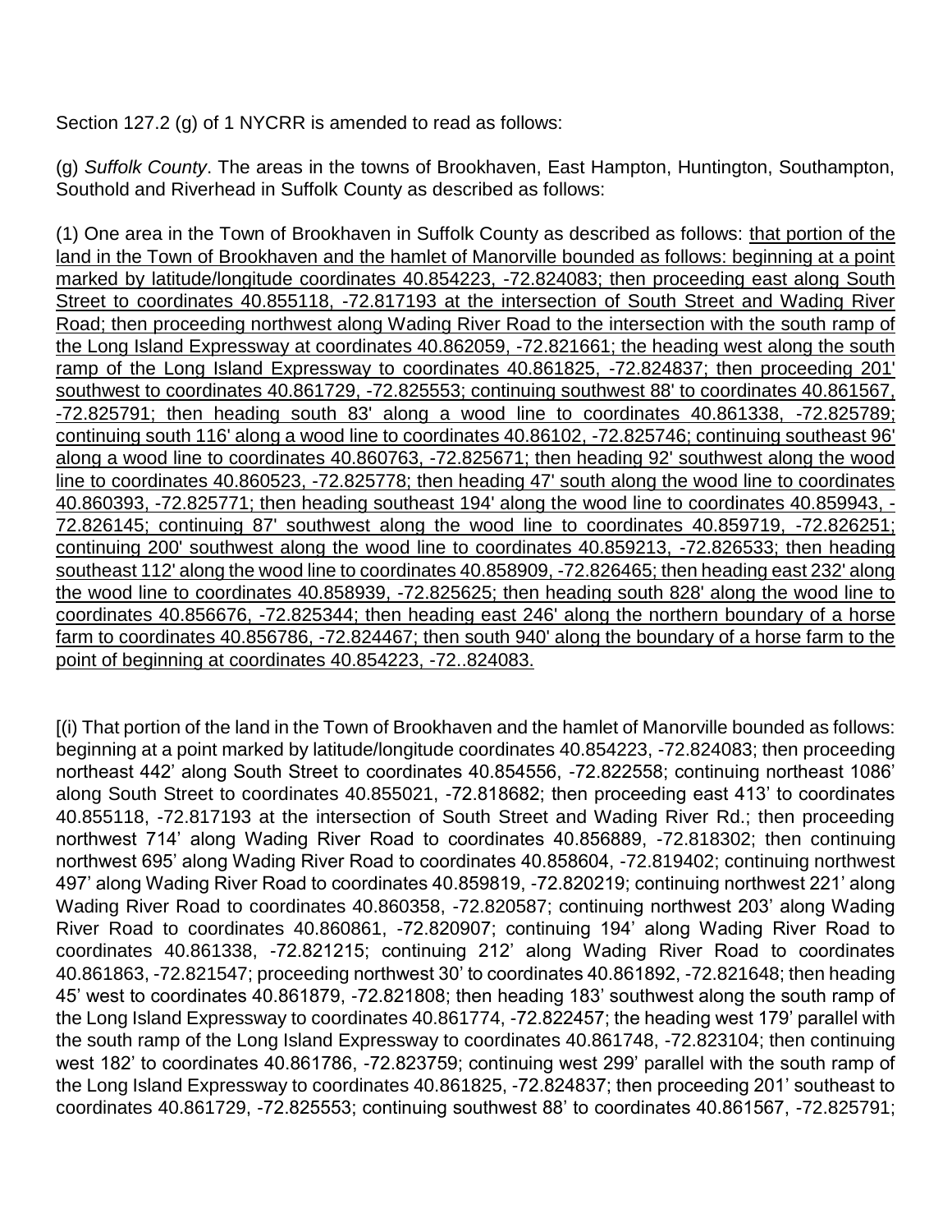Section 127.2 (g) of 1 NYCRR is amended to read as follows:

(g) *Suffolk County*. The areas in the towns of Brookhaven, East Hampton, Huntington, Southampton, Southold and Riverhead in Suffolk County as described as follows:

(1) One area in the Town of Brookhaven in Suffolk County as described as follows: <u>that portion of the land in the Town of Brookhaven and the hamlet of Manorville bounded as follows: beginning at a point marked by latitude/longitude coordinates 40.854223, -72.824083; then proceeding east along South Street to coordinates 40.855118, -72.817193 at the intersection of South Street and Wading River Road; then proceeding northwest along Wading River Road to the intersection with the south ramp of the Long Island Expressway at coordinates 40.862059, -72.821661; the heading west along the south ramp of the Long Island Expressway to coordinates 40.861825, -72.824837; then proceeding 201' southwest to coordinates 40.861729, -72.825553; continuing southwest 88' to coordinates 40.861567, -72.825791; then heading south 83' along a wood line to coordinates 40.861338, -72.825789; continuing south 116' along a wood line to coordinates 40.86102, -72.825746; continuing southeast 96' along a wood line to coordinates 40.860763, -72.825671; then heading 92' southwest along the wood line to coordinates 40.860523, -72.825778; then heading 47' south along the wood line to coordinates 40.860393, -72.825771; then heading southeast 194' along the wood line to coordinates 40.859943, -72.826145; continuing 87' southwest along the wood line to coordinates 40.859719, -72.826251; continuing 200' southwest along the wood line to coordinates 40.859213, -72.826533; then heading southeast 112' along the wood line to coordinates 40.858909, -72.826465; then heading east 232' along the wood line to coordinates 40.858939, -72.825625; then heading south 828' along the wood line to coordinates 40.856676, -72.825344; then heading east 246' along the northern boundary of a horse farm to coordinates 40.856786, -72.824467; then south 940' along the boundary of a horse farm to the point of beginning at coordinates 40.854223, -72..824083.</u>

[(i) That portion of the land in the Town of Brookhaven and the hamlet of Manorville bounded as follows: beginning at a point marked by latitude/longitude coordinates 40.854223, -72.824083; then proceeding northeast 442' along South Street to coordinates 40.854556, -72.822558; continuing northeast 1086' along South Street to coordinates 40.855021, -72.818682; then proceeding east 413' to coordinates 40.855118, -72.817193 at the intersection of South Street and Wading River Rd.; then proceeding northwest 714' along Wading River Road to coordinates 40.856889, -72.818302; then continuing northwest 695' along Wading River Road to coordinates 40.858604, -72.819402; continuing northwest 497' along Wading River Road to coordinates 40.859819, -72.820219; continuing northwest 221' along Wading River Road to coordinates 40.860358, -72.820587; continuing northwest 203' along Wading River Road to coordinates 40.860861, -72.820907; continuing 194' along Wading River Road to coordinates 40.861338, -72.821215; continuing 212' along Wading River Road to coordinates 40.861863, -72.821547; proceeding northwest 30' to coordinates 40.861892, -72.821648; then heading 45' west to coordinates 40.861879, -72.821808; then heading 183' southwest along the south ramp of the Long Island Expressway to coordinates 40.861774, -72.822457; the heading west 179' parallel with the south ramp of the Long Island Expressway to coordinates 40.861748, -72.823104; then continuing west 182' to coordinates 40.861786, -72.823759; continuing west 299' parallel with the south ramp of the Long Island Expressway to coordinates 40.861825, -72.824837; then proceeding 201' southeast to coordinates 40.861729, -72.825553; continuing southwest 88' to coordinates 40.861567, -72.825791;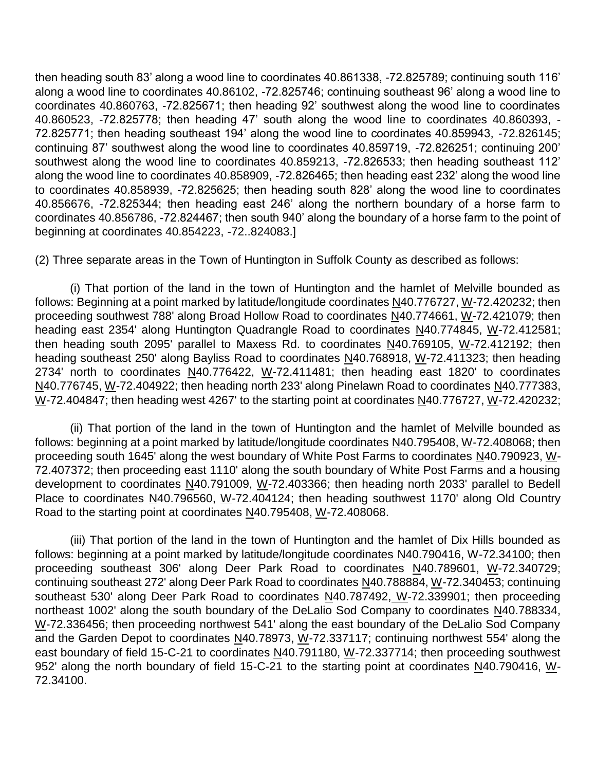then heading south 83’ along a wood line to coordinates 40.861338, -72.825789; continuing south 116’ along a wood line to coordinates 40.86102, -72.825746; continuing southeast 96’ along a wood line to coordinates 40.860763, -72.825671; then heading 92’ southwest along the wood line to coordinates 40.860523, -72.825778; then heading 47’ south along the wood line to coordinates 40.860393, -72.825771; then heading southeast 194’ along the wood line to coordinates 40.859943, -72.826145; continuing 87’ southwest along the wood line to coordinates 40.859719, -72.826251; continuing 200’ southwest along the wood line to coordinates 40.859213, -72.826533; then heading southeast 112’ along the wood line to coordinates 40.858909, -72.826465; then heading east 232’ along the wood line to coordinates 40.858939, -72.825625; then heading south 828’ along the wood line to coordinates 40.856676, -72.825344; then heading east 246’ along the northern boundary of a horse farm to coordinates 40.856786, -72.824467; then south 940’ along the boundary of a horse farm to the point of beginning at coordinates 40.854223, -72..824083.]

(2) Three separate areas in the Town of Huntington in Suffolk County as described as follows:

(i) That portion of the land in the town of Huntington and the hamlet of Melville bounded as follows: Beginning at a point marked by latitude/longitude coordinates N40.776727, W-72.420232; then proceeding southwest 788' along Broad Hollow Road to coordinates N40.774661, W-72.421079; then heading east 2354' along Huntington Quadrangle Road to coordinates N40.774845, W-72.412581; then heading south 2095' parallel to Maxess Rd. to coordinates N40.769105, W-72.412192; then heading southeast 250' along Bayliss Road to coordinates N40.768918, W-72.411323; then heading 2734' north to coordinates N40.776422, W-72.411481; then heading east 1820' to coordinates N40.776745, W-72.404922; then heading north 233' along Pinelawn Road to coordinates N40.777383, W-72.404847; then heading west 4267' to the starting point at coordinates N40.776727, W-72.420232;

(ii) That portion of the land in the town of Huntington and the hamlet of Melville bounded as follows: beginning at a point marked by latitude/longitude coordinates N40.795408, W-72.408068; then proceeding south 1645' along the west boundary of White Post Farms to coordinates N40.790923, W-72.407372; then proceeding east 1110' along the south boundary of White Post Farms and a housing development to coordinates N40.791009, W-72.403366; then heading north 2033' parallel to Bedell Place to coordinates N40.796560, W-72.404124; then heading southwest 1170' along Old Country Road to the starting point at coordinates N40.795408, W-72.408068.

(iii) That portion of the land in the town of Huntington and the hamlet of Dix Hills bounded as follows: beginning at a point marked by latitude/longitude coordinates N40.790416, W-72.34100; then proceeding southeast 306' along Deer Park Road to coordinates N40.789601, W-72.340729; continuing southeast 272' along Deer Park Road to coordinates N40.788884, W-72.340453; continuing southeast 530' along Deer Park Road to coordinates N40.787492, W-72.339901; then proceeding northeast 1002' along the south boundary of the DeLalio Sod Company to coordinates N40.788334, W-72.336456; then proceeding northwest 541' along the east boundary of the DeLalio Sod Company and the Garden Depot to coordinates N40.78973, W-72.337117; continuing northwest 554' along the east boundary of field 15-C-21 to coordinates N40.791180, W-72.337714; then proceeding southwest 952' along the north boundary of field 15-C-21 to the starting point at coordinates N40.790416, W-72.34100.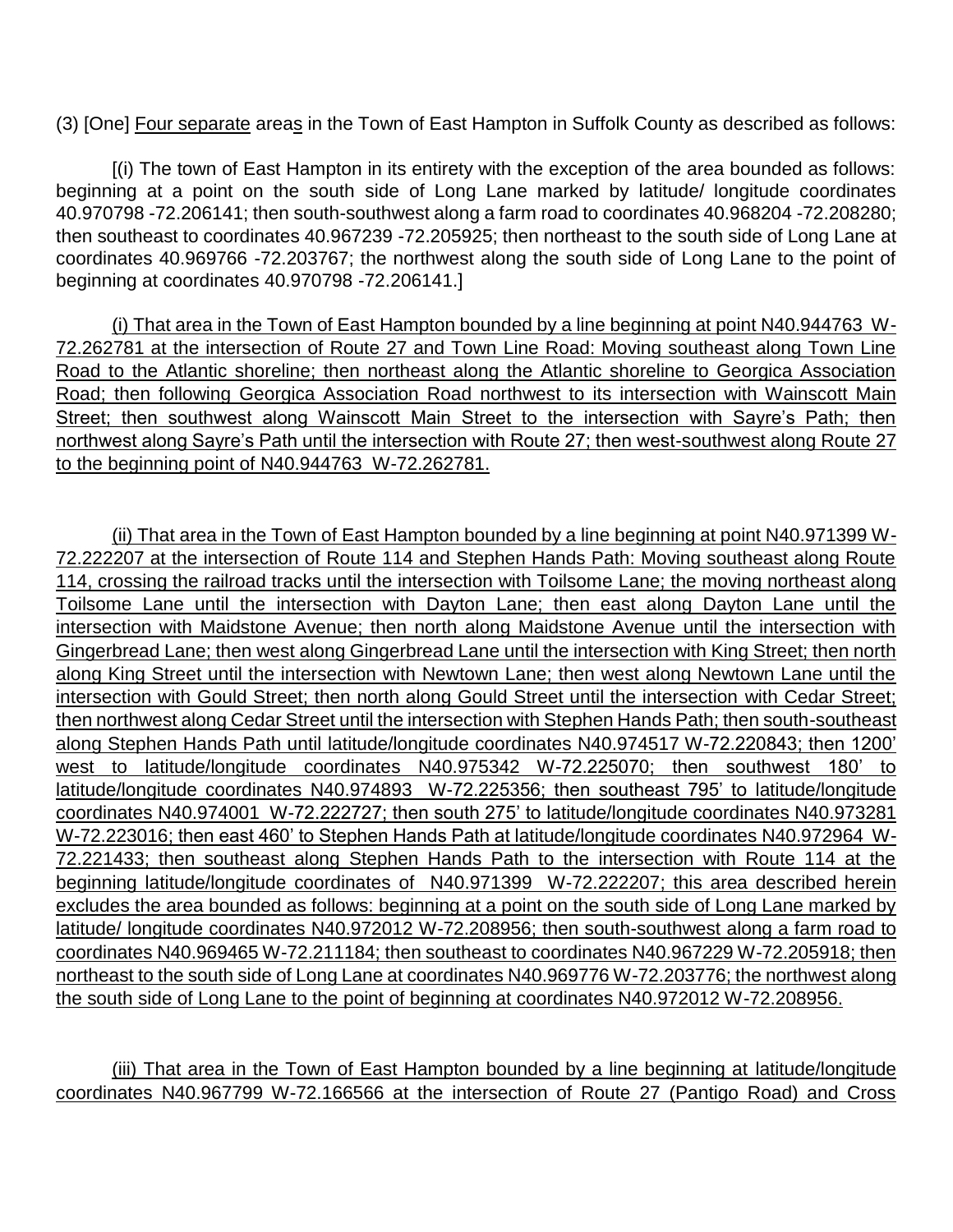(3) [One] Four separate areas in the Town of East Hampton in Suffolk County as described as follows:

[(i) The town of East Hampton in its entirety with the exception of the area bounded as follows: beginning at a point on the south side of Long Lane marked by latitude/ longitude coordinates 40.970798 -72.206141; then south-southwest along a farm road to coordinates 40.968204 -72.208280; then southeast to coordinates 40.967239 -72.205925; then northeast to the south side of Long Lane at coordinates 40.969766 -72.203767; the northwest along the south side of Long Lane to the point of beginning at coordinates 40.970798 -72.206141.]

(i) That area in the Town of East Hampton bounded by a line beginning at point N40.944763 W-72.262781 at the intersection of Route 27 and Town Line Road: Moving southeast along Town Line Road to the Atlantic shoreline; then northeast along the Atlantic shoreline to Georgica Association Road; then following Georgica Association Road northwest to its intersection with Wainscott Main Street; then southwest along Wainscott Main Street to the intersection with Sayre's Path; then northwest along Sayre's Path until the intersection with Route 27; then west-southwest along Route 27 to the beginning point of N40.944763 W-72.262781.

(ii) That area in the Town of East Hampton bounded by a line beginning at point N40.971399 W-72.222207 at the intersection of Route 114 and Stephen Hands Path: Moving southeast along Route 114, crossing the railroad tracks until the intersection with Toilsome Lane; the moving northeast along Toilsome Lane until the intersection with Dayton Lane; then east along Dayton Lane until the intersection with Maidstone Avenue; then north along Maidstone Avenue until the intersection with Gingerbread Lane; then west along Gingerbread Lane until the intersection with King Street; then north along King Street until the intersection with Newtown Lane; then west along Newtown Lane until the intersection with Gould Street; then north along Gould Street until the intersection with Cedar Street; then northwest along Cedar Street until the intersection with Stephen Hands Path; then south-southeast along Stephen Hands Path until latitude/longitude coordinates N40.974517 W-72.220843; then 1200' west to latitude/longitude coordinates N40.975342 W-72.225070; then southwest 180' to latitude/longitude coordinates N40.974893 W-72.225356; then southeast 795' to latitude/longitude coordinates N40.974001 W-72.222727; then south 275' to latitude/longitude coordinates N40.973281 W-72.223016; then east 460' to Stephen Hands Path at latitude/longitude coordinates N40.972964 W-72.221433; then southeast along Stephen Hands Path to the intersection with Route 114 at the beginning latitude/longitude coordinates of N40.971399 W-72.222207; this area described herein excludes the area bounded as follows: beginning at a point on the south side of Long Lane marked by latitude/ longitude coordinates N40.972012 W-72.208956; then south-southwest along a farm road to coordinates N40.969465 W-72.211184; then southeast to coordinates N40.967229 W-72.205918; then northeast to the south side of Long Lane at coordinates N40.969776 W-72.203776; the northwest along the south side of Long Lane to the point of beginning at coordinates N40.972012 W-72.208956.

(iii) That area in the Town of East Hampton bounded by a line beginning at latitude/longitude coordinates N40.967799 W-72.166566 at the intersection of Route 27 (Pantigo Road) and Cross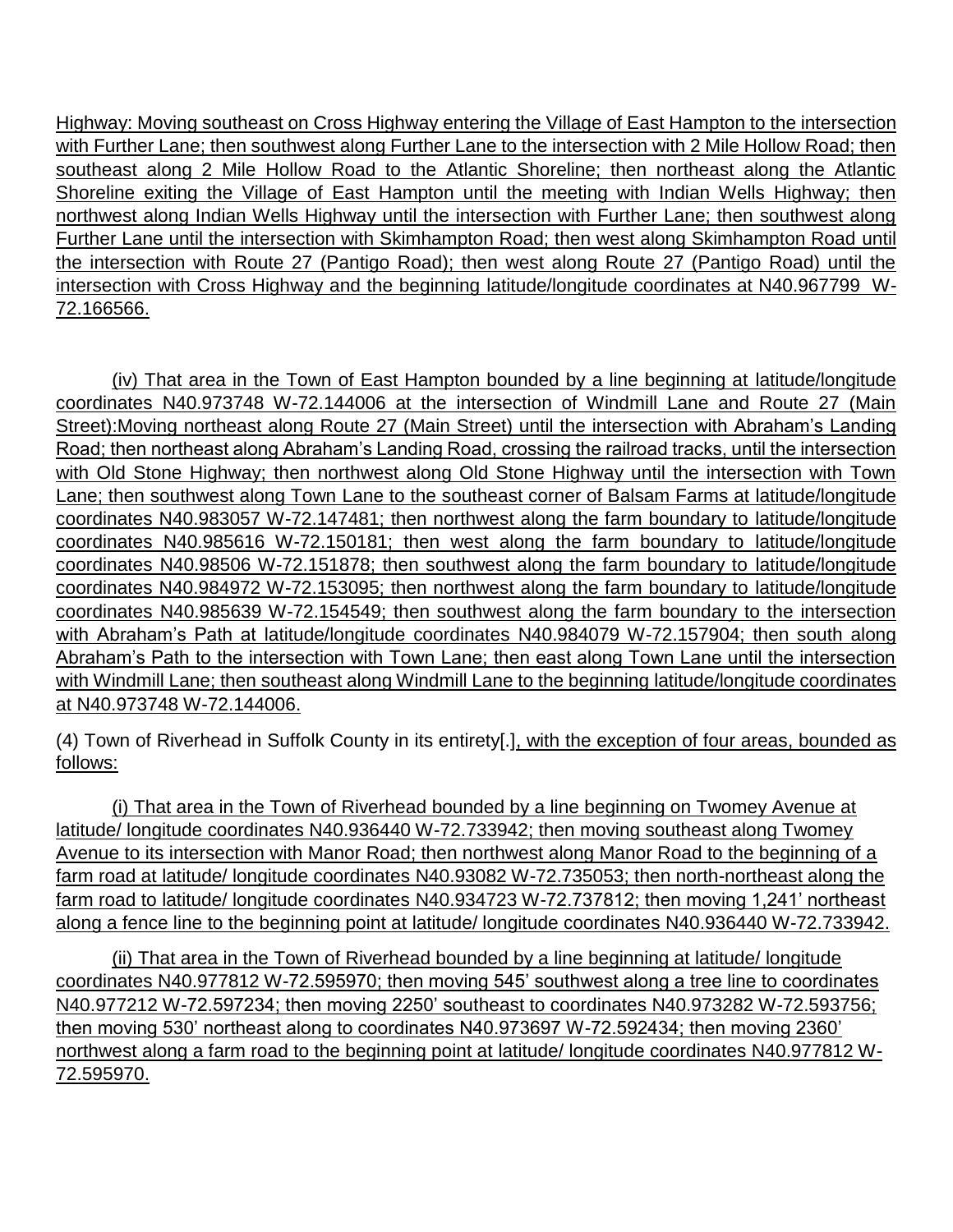Highway: Moving southeast on Cross Highway entering the Village of East Hampton to the intersection with Further Lane; then southwest along Further Lane to the intersection with 2 Mile Hollow Road; then southeast along 2 Mile Hollow Road to the Atlantic Shoreline; then northeast along the Atlantic Shoreline exiting the Village of East Hampton until the meeting with Indian Wells Highway; then northwest along Indian Wells Highway until the intersection with Further Lane; then southwest along Further Lane until the intersection with Skimhampton Road; then west along Skimhampton Road until the intersection with Route 27 (Pantigo Road); then west along Route 27 (Pantigo Road) until the intersection with Cross Highway and the beginning latitude/longitude coordinates at N40.967799 W-72.166566.

(iv) That area in the Town of East Hampton bounded by a line beginning at latitude/longitude coordinates N40.973748 W-72.144006 at the intersection of Windmill Lane and Route 27 (Main Street):Moving northeast along Route 27 (Main Street) until the intersection with Abraham's Landing Road; then northeast along Abraham's Landing Road, crossing the railroad tracks, until the intersection with Old Stone Highway; then northwest along Old Stone Highway until the intersection with Town Lane; then southwest along Town Lane to the southeast corner of Balsam Farms at latitude/longitude coordinates N40.983057 W-72.147481; then northwest along the farm boundary to latitude/longitude coordinates N40.985616 W-72.150181; then west along the farm boundary to latitude/longitude coordinates N40.98506 W-72.151878; then southwest along the farm boundary to latitude/longitude coordinates N40.984972 W-72.153095; then northwest along the farm boundary to latitude/longitude coordinates N40.985639 W-72.154549; then southwest along the farm boundary to the intersection with Abraham's Path at latitude/longitude coordinates N40.984079 W-72.157904; then south along Abraham's Path to the intersection with Town Lane; then east along Town Lane until the intersection with Windmill Lane; then southeast along Windmill Lane to the beginning latitude/longitude coordinates at N40.973748 W-72.144006.

(4) Town of Riverhead in Suffolk County in its entirety[.], with the exception of four areas, bounded as follows:

(i) That area in the Town of Riverhead bounded by a line beginning on Twomey Avenue at latitude/ longitude coordinates N40.936440 W-72.733942; then moving southeast along Twomey Avenue to its intersection with Manor Road; then northwest along Manor Road to the beginning of a farm road at latitude/ longitude coordinates N40.93082 W-72.735053; then north-northeast along the farm road to latitude/ longitude coordinates N40.934723 W-72.737812; then moving 1,241' northeast along a fence line to the beginning point at latitude/ longitude coordinates N40.936440 W-72.733942.

(ii) That area in the Town of Riverhead bounded by a line beginning at latitude/ longitude coordinates N40.977812 W-72.595970; then moving 545' southwest along a tree line to coordinates N40.977212 W-72.597234; then moving 2250' southeast to coordinates N40.973282 W-72.593756; then moving 530' northeast along to coordinates N40.973697 W-72.592434; then moving 2360' northwest along a farm road to the beginning point at latitude/ longitude coordinates N40.977812 W-72.595970.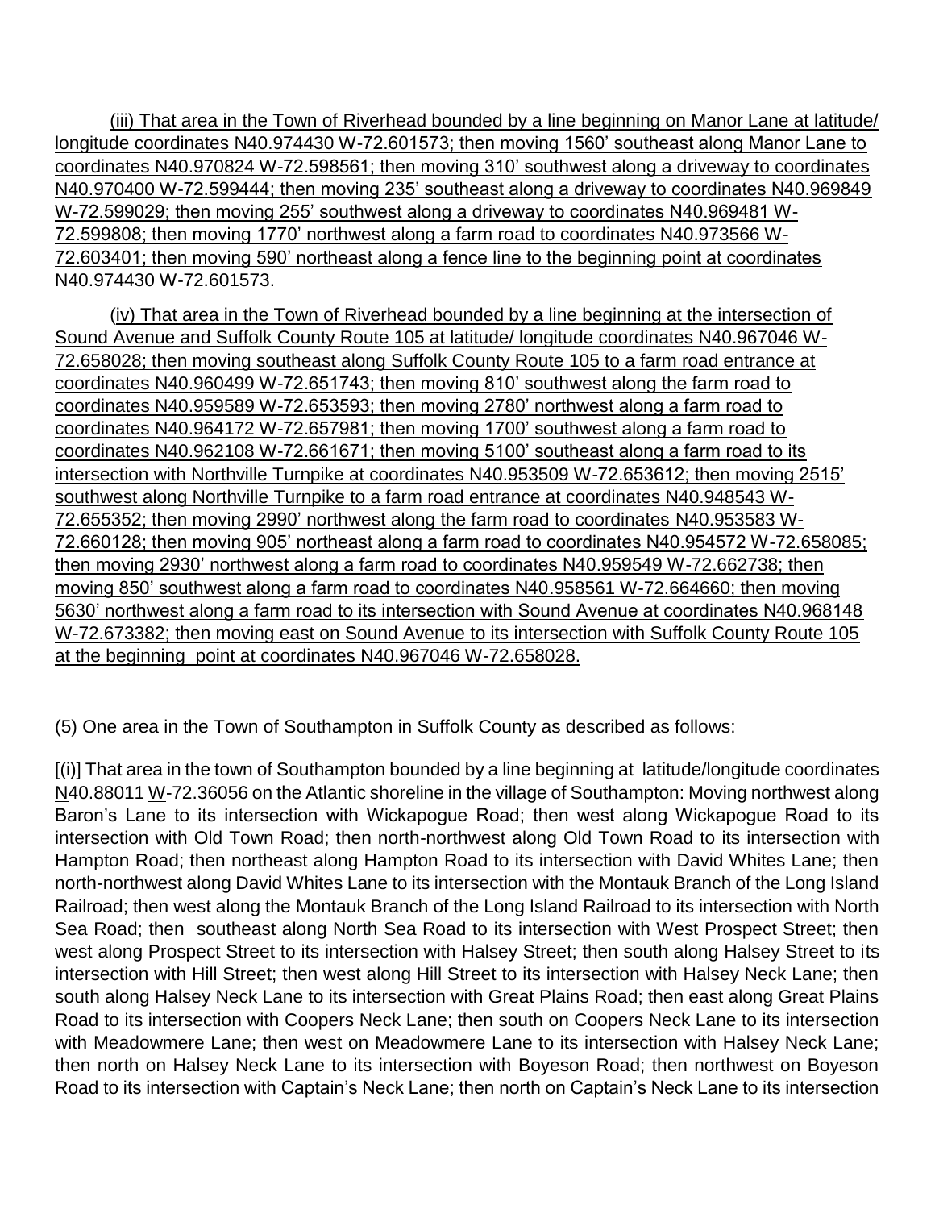(iii) That area in the Town of Riverhead bounded by a line beginning on Manor Lane at latitude/ longitude coordinates N40.974430 W-72.601573; then moving 1560' southeast along Manor Lane to coordinates N40.970824 W-72.598561; then moving 310' southwest along a driveway to coordinates N40.970400 W-72.599444; then moving 235' southeast along a driveway to coordinates N40.969849 W-72.599029; then moving 255' southwest along a driveway to coordinates N40.969481 W-72.599808; then moving 1770' northwest along a farm road to coordinates N40.973566 W-72.603401; then moving 590' northeast along a fence line to the beginning point at coordinates N40.974430 W-72.601573.

(iv) That area in the Town of Riverhead bounded by a line beginning at the intersection of Sound Avenue and Suffolk County Route 105 at latitude/ longitude coordinates N40.967046 W-72.658028; then moving southeast along Suffolk County Route 105 to a farm road entrance at coordinates N40.960499 W-72.651743; then moving 810' southwest along the farm road to coordinates N40.959589 W-72.653593; then moving 2780' northwest along a farm road to coordinates N40.964172 W-72.657981; then moving 1700' southwest along a farm road to coordinates N40.962108 W-72.661671; then moving 5100' southeast along a farm road to its intersection with Northville Turnpike at coordinates N40.953509 W-72.653612; then moving 2515' southwest along Northville Turnpike to a farm road entrance at coordinates N40.948543 W-72.655352; then moving 2990' northwest along the farm road to coordinates N40.953583 W-72.660128; then moving 905' northeast along a farm road to coordinates N40.954572 W-72.658085; then moving 2930' northwest along a farm road to coordinates N40.959549 W-72.662738; then moving 850' southwest along a farm road to coordinates N40.958561 W-72.664660; then moving 5630' northwest along a farm road to its intersection with Sound Avenue at coordinates N40.968148 W-72.673382; then moving east on Sound Avenue to its intersection with Suffolk County Route 105 at the beginning point at coordinates N40.967046 W-72.658028.

(5) One area in the Town of Southampton in Suffolk County as described as follows:

[(i)] That area in the town of Southampton bounded by a line beginning at latitude/longitude coordinates N40.88011 W-72.36056 on the Atlantic shoreline in the village of Southampton: Moving northwest along Baron's Lane to its intersection with Wickapogue Road; then west along Wickapogue Road to its intersection with Old Town Road; then north-northwest along Old Town Road to its intersection with Hampton Road; then northeast along Hampton Road to its intersection with David Whites Lane; then north-northwest along David Whites Lane to its intersection with the Montauk Branch of the Long Island Railroad; then west along the Montauk Branch of the Long Island Railroad to its intersection with North Sea Road; then southeast along North Sea Road to its intersection with West Prospect Street; then west along Prospect Street to its intersection with Halsey Street; then south along Halsey Street to its intersection with Hill Street; then west along Hill Street to its intersection with Halsey Neck Lane; then south along Halsey Neck Lane to its intersection with Great Plains Road; then east along Great Plains Road to its intersection with Coopers Neck Lane; then south on Coopers Neck Lane to its intersection with Meadowmere Lane; then west on Meadowmere Lane to its intersection with Halsey Neck Lane; then north on Halsey Neck Lane to its intersection with Boyeson Road; then northwest on Boyeson Road to its intersection with Captain's Neck Lane; then north on Captain's Neck Lane to its intersection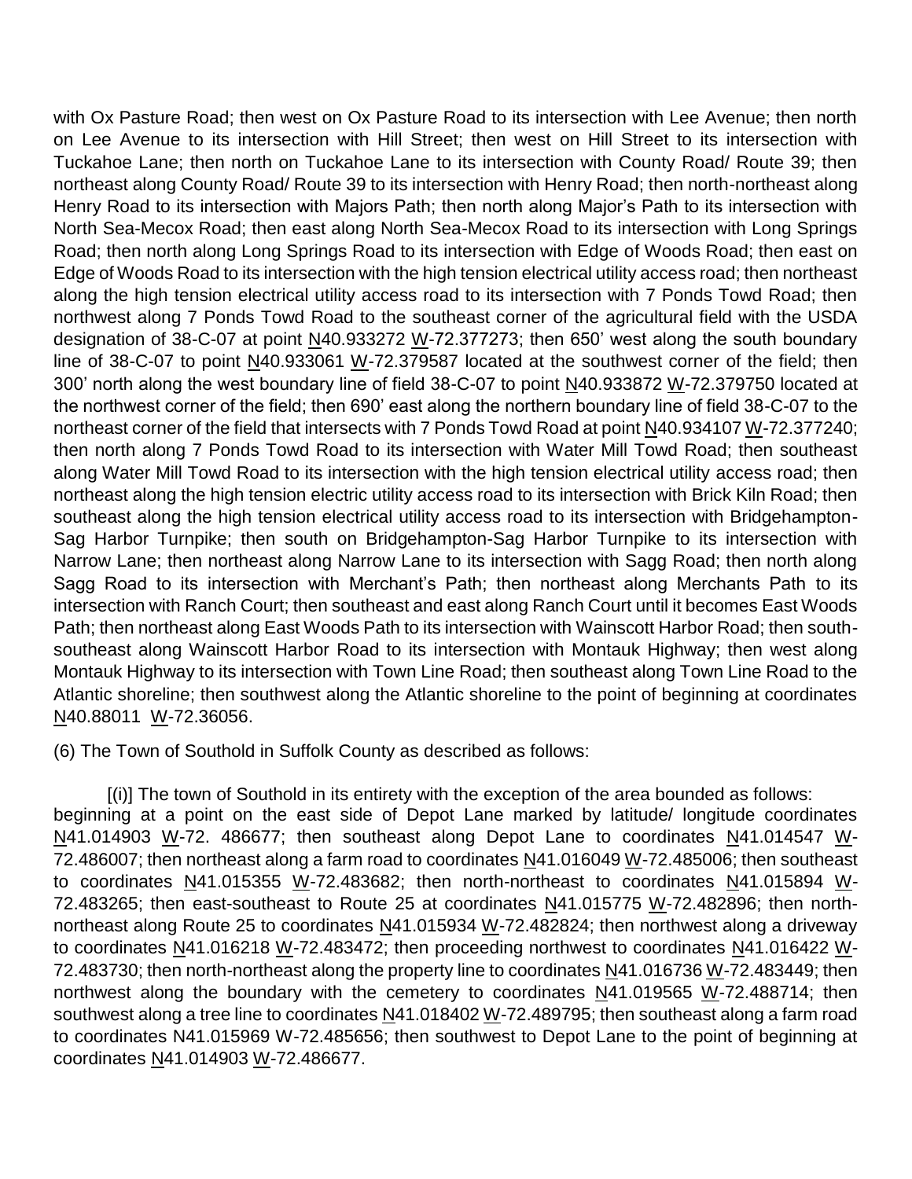with Ox Pasture Road; then west on Ox Pasture Road to its intersection with Lee Avenue; then north on Lee Avenue to its intersection with Hill Street; then west on Hill Street to its intersection with Tuckahoe Lane; then north on Tuckahoe Lane to its intersection with County Road/ Route 39; then northeast along County Road/ Route 39 to its intersection with Henry Road; then north-northeast along Henry Road to its intersection with Majors Path; then north along Major's Path to its intersection with North Sea-Mecox Road; then east along North Sea-Mecox Road to its intersection with Long Springs Road; then north along Long Springs Road to its intersection with Edge of Woods Road; then east on Edge of Woods Road to its intersection with the high tension electrical utility access road; then northeast along the high tension electrical utility access road to its intersection with 7 Ponds Towd Road; then northwest along 7 Ponds Towd Road to the southeast corner of the agricultural field with the USDA designation of 38-C-07 at point N40.933272 W-72.377273; then 650' west along the south boundary line of 38-C-07 to point N40.933061 W-72.379587 located at the southwest corner of the field; then 300' north along the west boundary line of field 38-C-07 to point N40.933872 W-72.379750 located at the northwest corner of the field; then 690' east along the northern boundary line of field 38-C-07 to the northeast corner of the field that intersects with 7 Ponds Towd Road at point N40.934107 W-72.377240; then north along 7 Ponds Towd Road to its intersection with Water Mill Towd Road; then southeast along Water Mill Towd Road to its intersection with the high tension electrical utility access road; then northeast along the high tension electric utility access road to its intersection with Brick Kiln Road; then southeast along the high tension electrical utility access road to its intersection with Bridgehampton-Sag Harbor Turnpike; then south on Bridgehampton-Sag Harbor Turnpike to its intersection with Narrow Lane; then northeast along Narrow Lane to its intersection with Sagg Road; then north along Sagg Road to its intersection with Merchant's Path; then northeast along Merchants Path to its intersection with Ranch Court; then southeast and east along Ranch Court until it becomes East Woods Path; then northeast along East Woods Path to its intersection with Wainscott Harbor Road; then south-southeast along Wainscott Harbor Road to its intersection with Montauk Highway; then west along Montauk Highway to its intersection with Town Line Road; then southeast along Town Line Road to the Atlantic shoreline; then southwest along the Atlantic shoreline to the point of beginning at coordinates N40.88011 W-72.36056.

(6) The Town of Southold in Suffolk County as described as follows:

[(i)] The town of Southold in its entirety with the exception of the area bounded as follows: beginning at a point on the east side of Depot Lane marked by latitude/ longitude coordinates N41.014903 W-72. 486677; then southeast along Depot Lane to coordinates N41.014547 W-72.486007; then northeast along a farm road to coordinates N41.016049 W-72.485006; then southeast to coordinates N41.015355 W-72.483682; then north-northeast to coordinates N41.015894 W-72.483265; then east-southeast to Route 25 at coordinates N41.015775 W-72.482896; then north-northeast along Route 25 to coordinates N41.015934 W-72.482824; then northwest along a driveway to coordinates N41.016218 W-72.483472; then proceeding northwest to coordinates N41.016422 W-72.483730; then north-northeast along the property line to coordinates N41.016736 W-72.483449; then northwest along the boundary with the cemetery to coordinates N41.019565 W-72.488714; then southwest along a tree line to coordinates N41.018402 W-72.489795; then southeast along a farm road to coordinates N41.015969 W-72.485656; then southwest to Depot Lane to the point of beginning at coordinates N41.014903 W-72.486677.